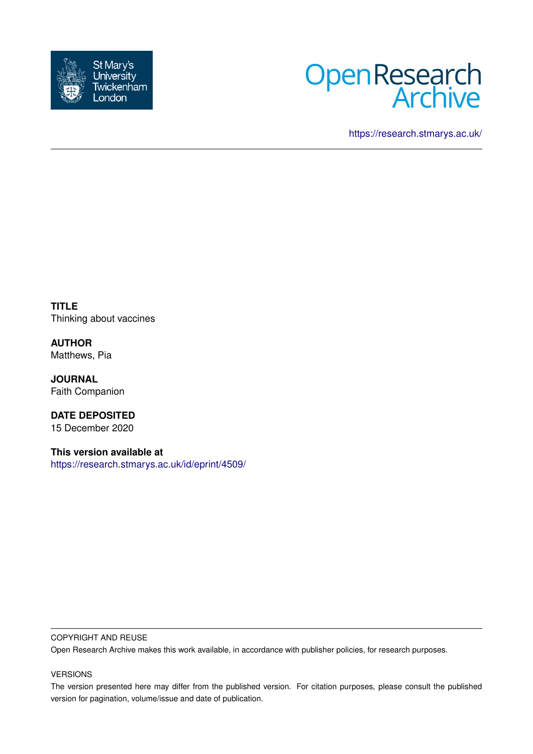St Mary's University Twickenham London

Open Research Archive

https://research.stmarys.ac.uk/

---

**TITLE**
Thinking about vaccines

**AUTHOR**
Matthews, Pia

**JOURNAL**
Faith Companion

**DATE DEPOSITED**
15 December 2020

**This version available at**
https://research.stmarys.ac.uk/id/eprint/4509/

---

COPYRIGHT AND REUSE

Open Research Archive makes this work available, in accordance with publisher policies, for research purposes.

VERSIONS

The version presented here may differ from the published version. For citation purposes, please consult the published version for pagination, volume/issue and date of publication.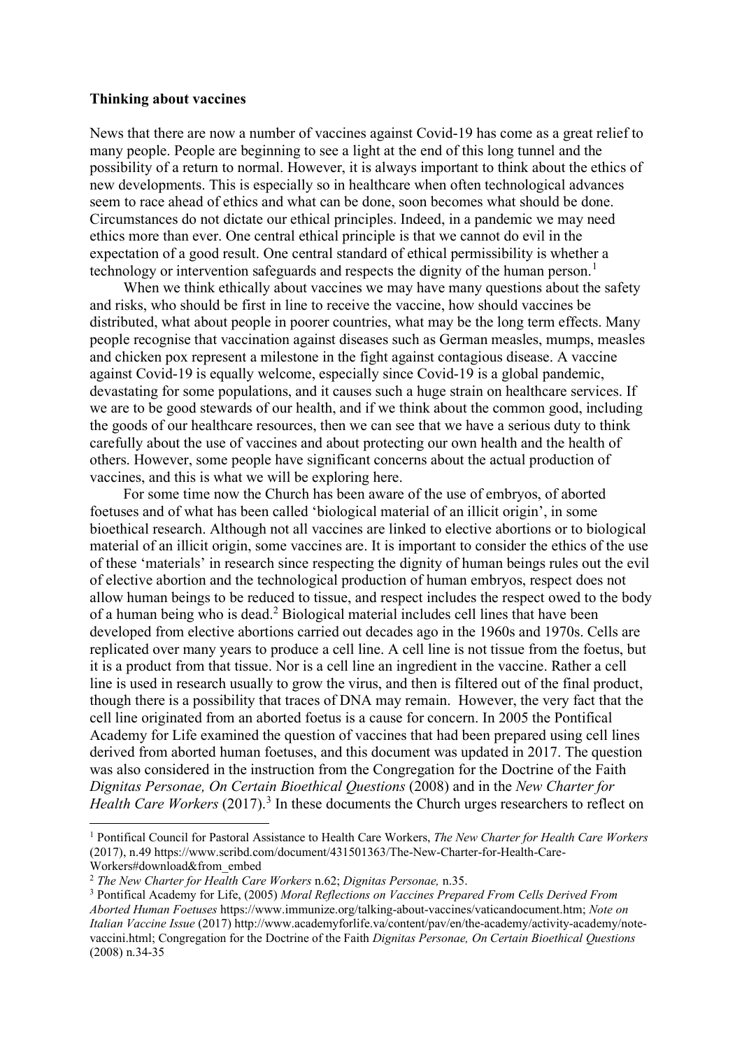**Thinking about vaccines**

News that there are now a number of vaccines against Covid-19 has come as a great relief to many people. People are beginning to see a light at the end of this long tunnel and the possibility of a return to normal. However, it is always important to think about the ethics of new developments. This is especially so in healthcare when often technological advances seem to race ahead of ethics and what can be done, soon becomes what should be done. Circumstances do not dictate our ethical principles. Indeed, in a pandemic we may need ethics more than ever. One central ethical principle is that we cannot do evil in the expectation of a good result. One central standard of ethical permissibility is whether a technology or intervention safeguards and respects the dignity of the human person.[1]

When we think ethically about vaccines we may have many questions about the safety and risks, who should be first in line to receive the vaccine, how should vaccines be distributed, what about people in poorer countries, what may be the long term effects. Many people recognise that vaccination against diseases such as German measles, mumps, measles and chicken pox represent a milestone in the fight against contagious disease. A vaccine against Covid-19 is equally welcome, especially since Covid-19 is a global pandemic, devastating for some populations, and it causes such a huge strain on healthcare services. If we are to be good stewards of our health, and if we think about the common good, including the goods of our healthcare resources, then we can see that we have a serious duty to think carefully about the use of vaccines and about protecting our own health and the health of others. However, some people have significant concerns about the actual production of vaccines, and this is what we will be exploring here.

For some time now the Church has been aware of the use of embryos, of aborted foetuses and of what has been called 'biological material of an illicit origin', in some bioethical research. Although not all vaccines are linked to elective abortions or to biological material of an illicit origin, some vaccines are. It is important to consider the ethics of the use of these 'materials' in research since respecting the dignity of human beings rules out the evil of elective abortion and the technological production of human embryos, respect does not allow human beings to be reduced to tissue, and respect includes the respect owed to the body of a human being who is dead.[2] Biological material includes cell lines that have been developed from elective abortions carried out decades ago in the 1960s and 1970s. Cells are replicated over many years to produce a cell line. A cell line is not tissue from the foetus, but it is a product from that tissue. Nor is a cell line an ingredient in the vaccine. Rather a cell line is used in research usually to grow the virus, and then is filtered out of the final product, though there is a possibility that traces of DNA may remain. However, the very fact that the cell line originated from an aborted foetus is a cause for concern. In 2005 the Pontifical Academy for Life examined the question of vaccines that had been prepared using cell lines derived from aborted human foetuses, and this document was updated in 2017. The question was also considered in the instruction from the Congregation for the Doctrine of the Faith *Dignitas Personae, On Certain Bioethical Questions* (2008) and in the *New Charter for Health Care Workers* (2017).[3] In these documents the Church urges researchers to reflect on

---

[1] Pontifical Council for Pastoral Assistance to Health Care Workers, *The New Charter for Health Care Workers* (2017), n.49 https://www.scribd.com/document/431501363/The-New-Charter-for-Health-Care-Workers#download&from_embed

[2] *The New Charter for Health Care Workers* n.62; *Dignitas Personae,* n.35.

[3] Pontifical Academy for Life, (2005) *Moral Reflections on Vaccines Prepared From Cells Derived From Aborted Human Foetuses* https://www.immunize.org/talking-about-vaccines/vaticandocument.htm; *Note on Italian Vaccine Issue* (2017) http://www.academyforlife.va/content/pav/en/the-academy/activity-academy/note-vaccini.html; Congregation for the Doctrine of the Faith *Dignitas Personae, On Certain Bioethical Questions* (2008) n.34-35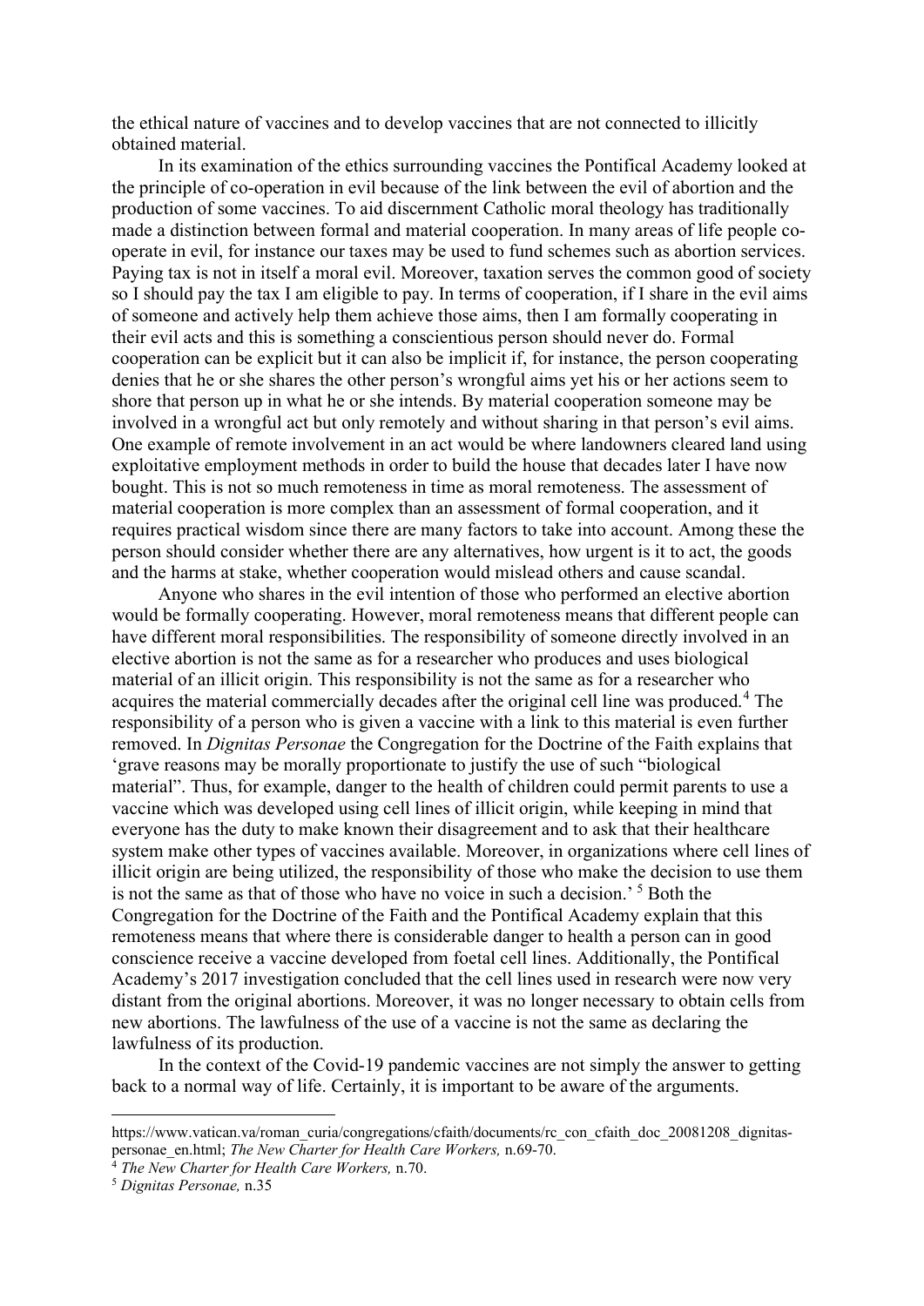the ethical nature of vaccines and to develop vaccines that are not connected to illicitly obtained material.

In its examination of the ethics surrounding vaccines the Pontifical Academy looked at the principle of co-operation in evil because of the link between the evil of abortion and the production of some vaccines. To aid discernment Catholic moral theology has traditionally made a distinction between formal and material cooperation. In many areas of life people co-operate in evil, for instance our taxes may be used to fund schemes such as abortion services. Paying tax is not in itself a moral evil. Moreover, taxation serves the common good of society so I should pay the tax I am eligible to pay. In terms of cooperation, if I share in the evil aims of someone and actively help them achieve those aims, then I am formally cooperating in their evil acts and this is something a conscientious person should never do. Formal cooperation can be explicit but it can also be implicit if, for instance, the person cooperating denies that he or she shares the other person's wrongful aims yet his or her actions seem to shore that person up in what he or she intends. By material cooperation someone may be involved in a wrongful act but only remotely and without sharing in that person's evil aims. One example of remote involvement in an act would be where landowners cleared land using exploitative employment methods in order to build the house that decades later I have now bought. This is not so much remoteness in time as moral remoteness. The assessment of material cooperation is more complex than an assessment of formal cooperation, and it requires practical wisdom since there are many factors to take into account. Among these the person should consider whether there are any alternatives, how urgent is it to act, the goods and the harms at stake, whether cooperation would mislead others and cause scandal.

Anyone who shares in the evil intention of those who performed an elective abortion would be formally cooperating. However, moral remoteness means that different people can have different moral responsibilities. The responsibility of someone directly involved in an elective abortion is not the same as for a researcher who produces and uses biological material of an illicit origin. This responsibility is not the same as for a researcher who acquires the material commercially decades after the original cell line was produced.[4] The responsibility of a person who is given a vaccine with a link to this material is even further removed. In *Dignitas Personae* the Congregation for the Doctrine of the Faith explains that 'grave reasons may be morally proportionate to justify the use of such "biological material". Thus, for example, danger to the health of children could permit parents to use a vaccine which was developed using cell lines of illicit origin, while keeping in mind that everyone has the duty to make known their disagreement and to ask that their healthcare system make other types of vaccines available. Moreover, in organizations where cell lines of illicit origin are being utilized, the responsibility of those who make the decision to use them is not the same as that of those who have no voice in such a decision.'[5] Both the Congregation for the Doctrine of the Faith and the Pontifical Academy explain that this remoteness means that where there is considerable danger to health a person can in good conscience receive a vaccine developed from foetal cell lines. Additionally, the Pontifical Academy's 2017 investigation concluded that the cell lines used in research were now very distant from the original abortions. Moreover, it was no longer necessary to obtain cells from new abortions. The lawfulness of the use of a vaccine is not the same as declaring the lawfulness of its production.

In the context of the Covid-19 pandemic vaccines are not simply the answer to getting back to a normal way of life. Certainly, it is important to be aware of the arguments.

---

https://www.vatican.va/roman_curia/congregations/cfaith/documents/rc_con_cfaith_doc_20081208_dignitas-personae_en.html; *The New Charter for Health Care Workers,* n.69-70.

[4] *The New Charter for Health Care Workers,* n.70.

[5] *Dignitas Personae,* n.35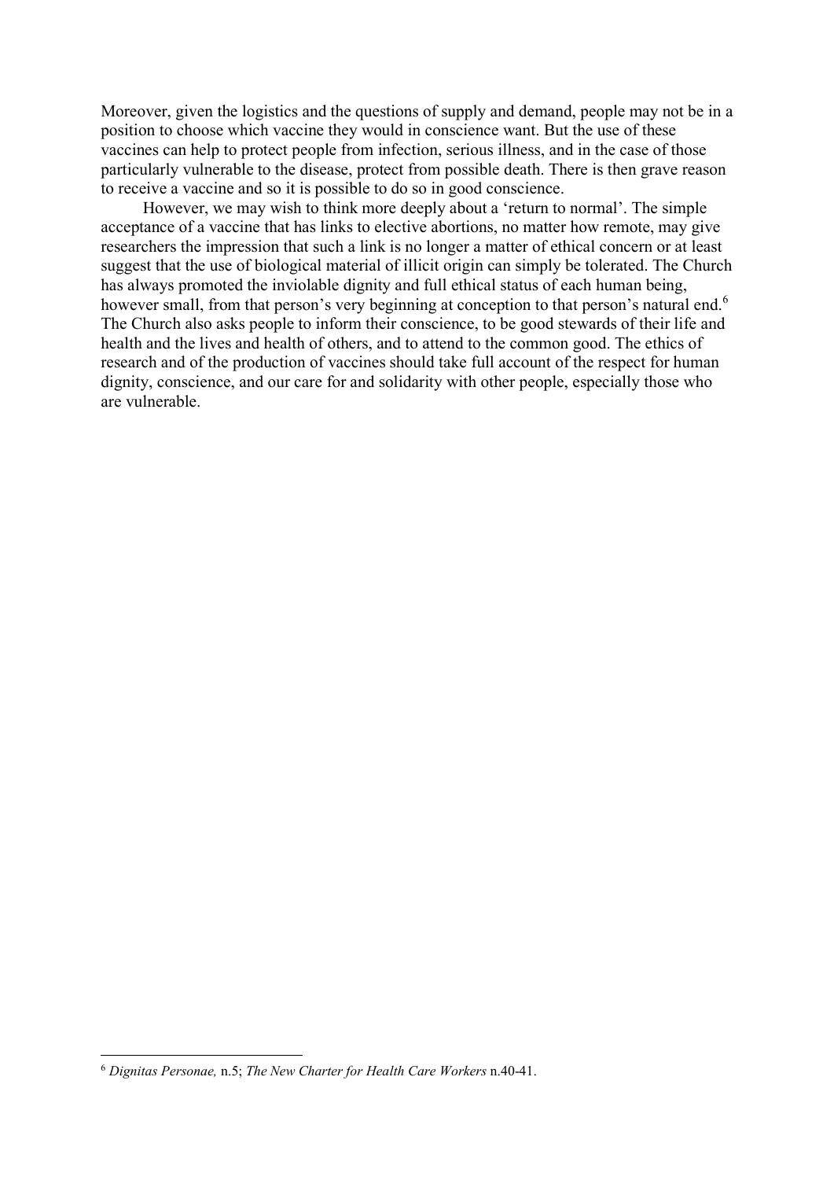Moreover, given the logistics and the questions of supply and demand, people may not be in a position to choose which vaccine they would in conscience want. But the use of these vaccines can help to protect people from infection, serious illness, and in the case of those particularly vulnerable to the disease, protect from possible death. There is then grave reason to receive a vaccine and so it is possible to do so in good conscience.

However, we may wish to think more deeply about a 'return to normal'. The simple acceptance of a vaccine that has links to elective abortions, no matter how remote, may give researchers the impression that such a link is no longer a matter of ethical concern or at least suggest that the use of biological material of illicit origin can simply be tolerated. The Church has always promoted the inviolable dignity and full ethical status of each human being, however small, from that person's very beginning at conception to that person's natural end.[6] The Church also asks people to inform their conscience, to be good stewards of their life and health and the lives and health of others, and to attend to the common good. The ethics of research and of the production of vaccines should take full account of the respect for human dignity, conscience, and our care for and solidarity with other people, especially those who are vulnerable.

---

[6] *Dignitas Personae,* n.5; *The New Charter for Health Care Workers* n.40-41.